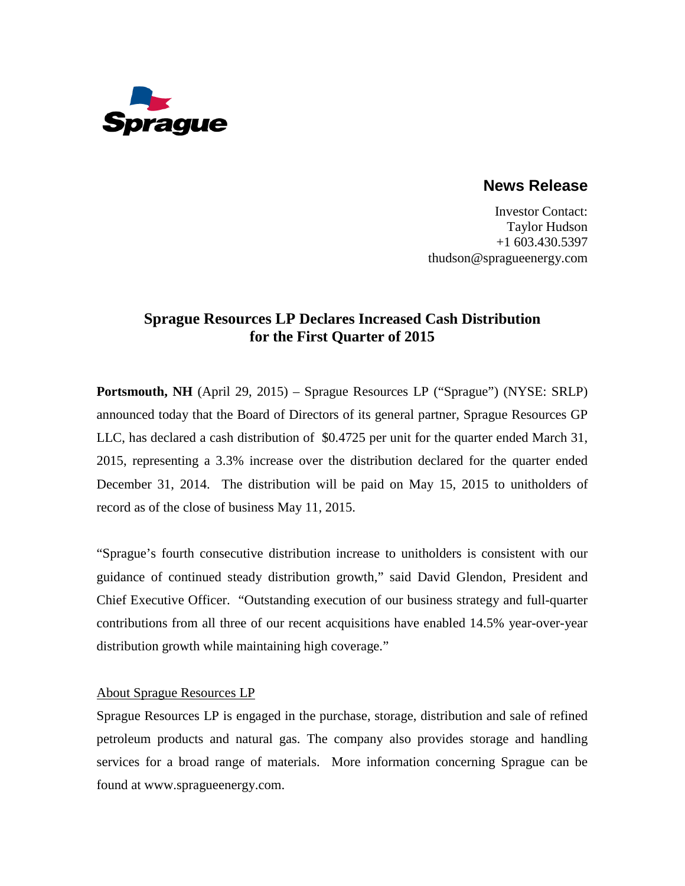Sprague

## News Release

Investor Contact:
Taylor Hudson
+1 603.430.5397
thudson@spragueenergy.com

# Sprague Resources LP Declares Increased Cash Distribution for the First Quarter of 2015

**Portsmouth, NH** (April 29, 2015) – Sprague Resources LP ("Sprague") (NYSE: SRLP) announced today that the Board of Directors of its general partner, Sprague Resources GP LLC, has declared a cash distribution of $0.4725 per unit for the quarter ended March 31, 2015, representing a 3.3% increase over the distribution declared for the quarter ended December 31, 2014. The distribution will be paid on May 15, 2015 to unitholders of record as of the close of business May 11, 2015.

"Sprague's fourth consecutive distribution increase to unitholders is consistent with our guidance of continued steady distribution growth," said David Glendon, President and Chief Executive Officer. "Outstanding execution of our business strategy and full-quarter contributions from all three of our recent acquisitions have enabled 14.5% year-over-year distribution growth while maintaining high coverage."

About Sprague Resources LP

Sprague Resources LP is engaged in the purchase, storage, distribution and sale of refined petroleum products and natural gas. The company also provides storage and handling services for a broad range of materials. More information concerning Sprague can be found at www.spragueenergy.com.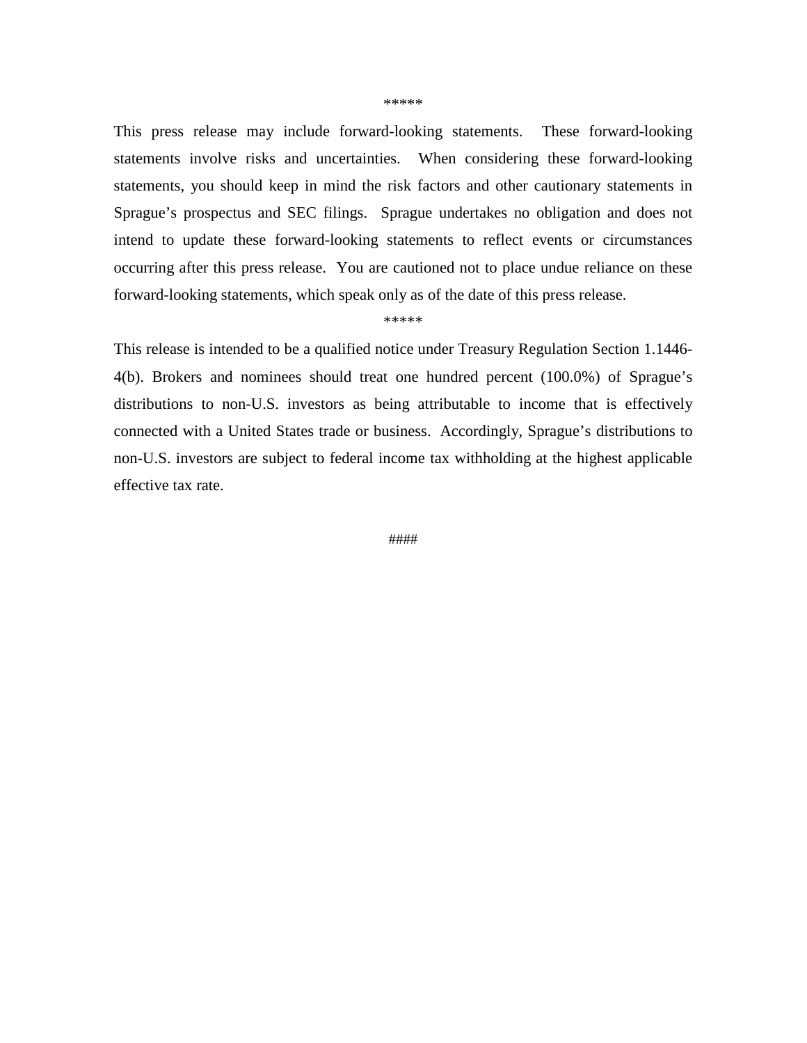*****

This press release may include forward-looking statements. These forward-looking statements involve risks and uncertainties. When considering these forward-looking statements, you should keep in mind the risk factors and other cautionary statements in Sprague's prospectus and SEC filings. Sprague undertakes no obligation and does not intend to update these forward-looking statements to reflect events or circumstances occurring after this press release. You are cautioned not to place undue reliance on these forward-looking statements, which speak only as of the date of this press release.

*****

This release is intended to be a qualified notice under Treasury Regulation Section 1.1446-4(b). Brokers and nominees should treat one hundred percent (100.0%) of Sprague's distributions to non-U.S. investors as being attributable to income that is effectively connected with a United States trade or business. Accordingly, Sprague's distributions to non-U.S. investors are subject to federal income tax withholding at the highest applicable effective tax rate.

####